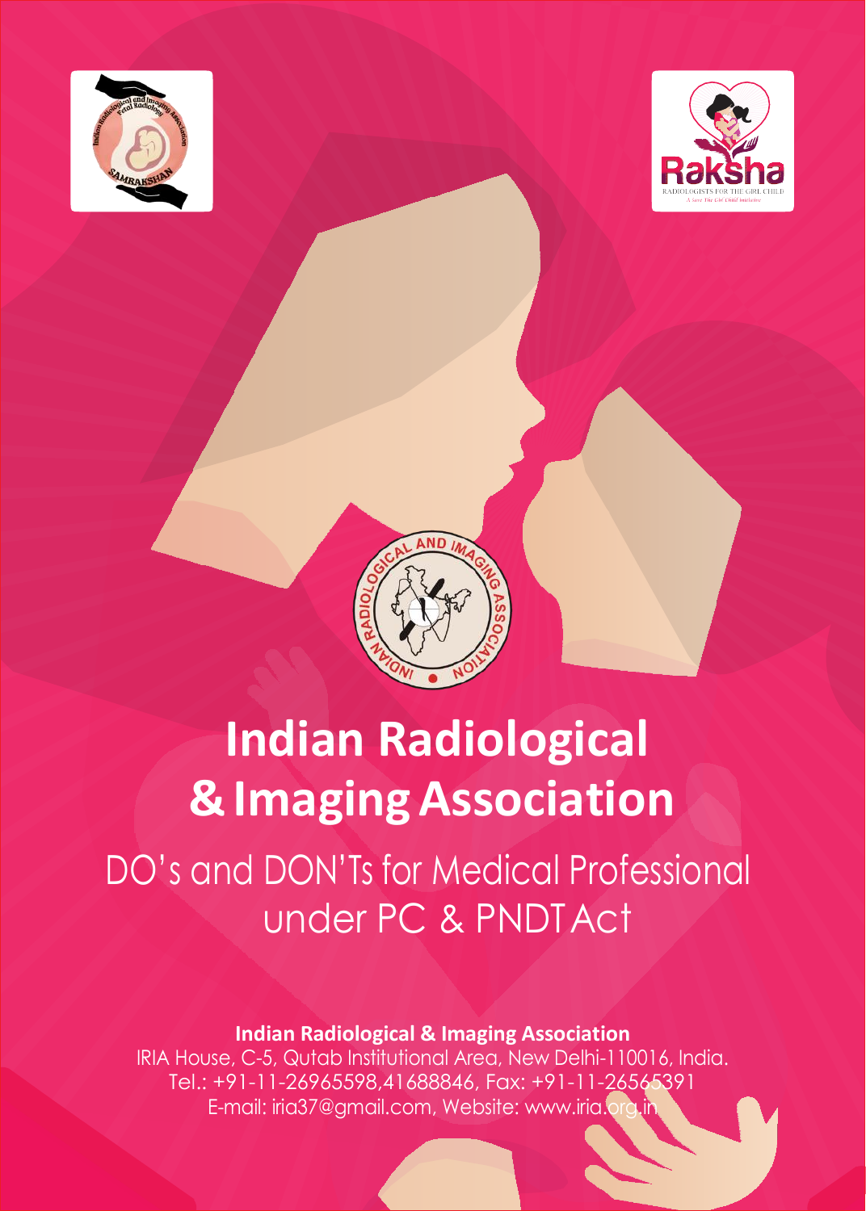# Indian Radiological & Imaging Association

## DO's and DON'Ts for Medical Professional under PC & PNDT Act

**Indian Radiological & Imaging Association**
IRIA House, C-5, Qutab Institutional Area, New Delhi-110016, India.
Tel.: +91-11-26965598,41688846, Fax: +91-11-26565391
E-mail: iria37@gmail.com, Website: www.iria.org.in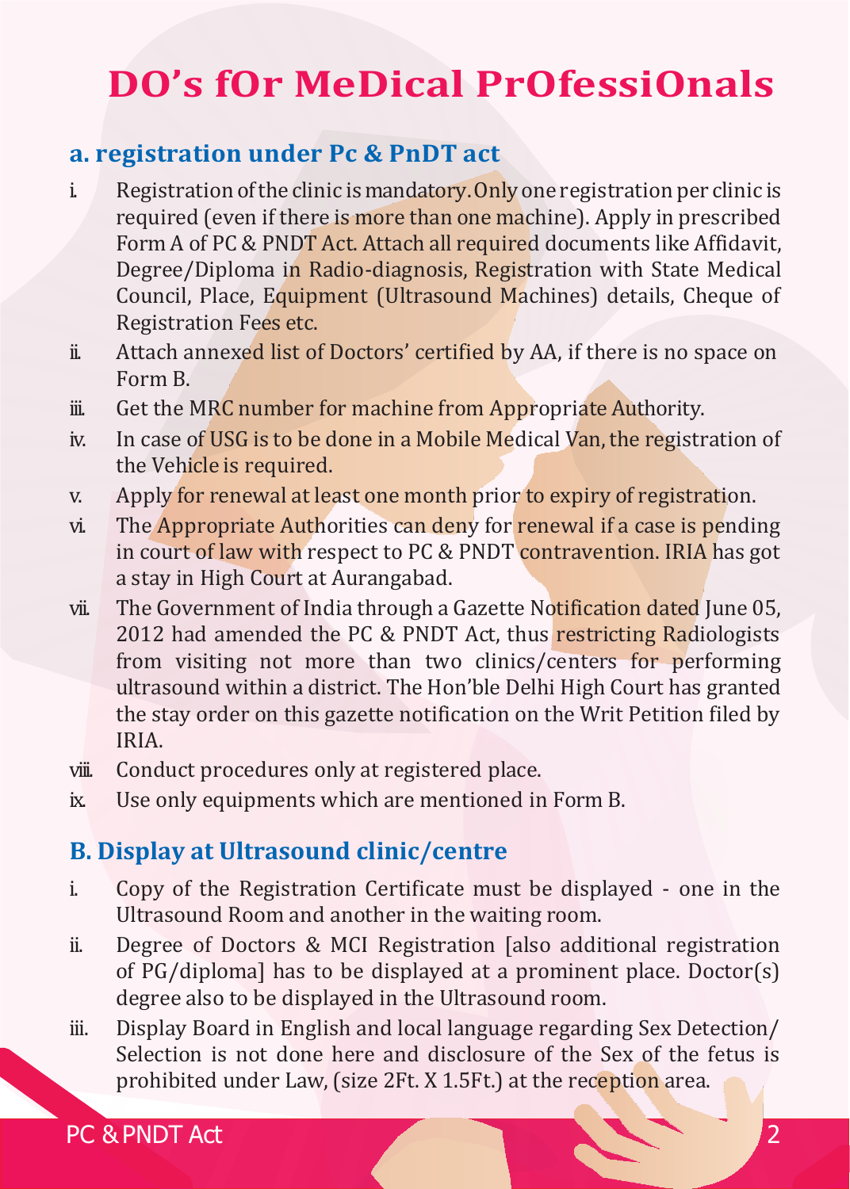# DO's fOr MeDical PrOfessiOnals

## a. registration under Pc & PnDT act

i. Registration of the clinic is mandatory. Only one registration per clinic is required (even if there is more than one machine). Apply in prescribed Form A of PC & PNDT Act. Attach all required documents like Affidavit, Degree/Diploma in Radio-diagnosis, Registration with State Medical Council, Place, Equipment (Ultrasound Machines) details, Cheque of Registration Fees etc.

ii. Attach annexed list of Doctors' certified by AA, if there is no space on Form B.

iii. Get the MRC number for machine from Appropriate Authority.

iv. In case of USG is to be done in a Mobile Medical Van, the registration of the Vehicle is required.

v. Apply for renewal at least one month prior to expiry of registration.

vi. The Appropriate Authorities can deny for renewal if a case is pending in court of law with respect to PC & PNDT contravention. IRIA has got a stay in High Court at Aurangabad.

vii. The Government of India through a Gazette Notification dated June 05, 2012 had amended the PC & PNDT Act, thus restricting Radiologists from visiting not more than two clinics/centers for performing ultrasound within a district. The Hon'ble Delhi High Court has granted the stay order on this gazette notification on the Writ Petition filed by IRIA.

viii. Conduct procedures only at registered place.

ix. Use only equipments which are mentioned in Form B.

## B. Display at Ultrasound clinic/centre

i. Copy of the Registration Certificate must be displayed - one in the Ultrasound Room and another in the waiting room.

ii. Degree of Doctors & MCI Registration [also additional registration of PG/diploma] has to be displayed at a prominent place. Doctor(s) degree also to be displayed in the Ultrasound room.

iii. Display Board in English and local language regarding Sex Detection/ Selection is not done here and disclosure of the Sex of the fetus is prohibited under Law, (size 2Ft. X 1.5Ft.) at the reception area.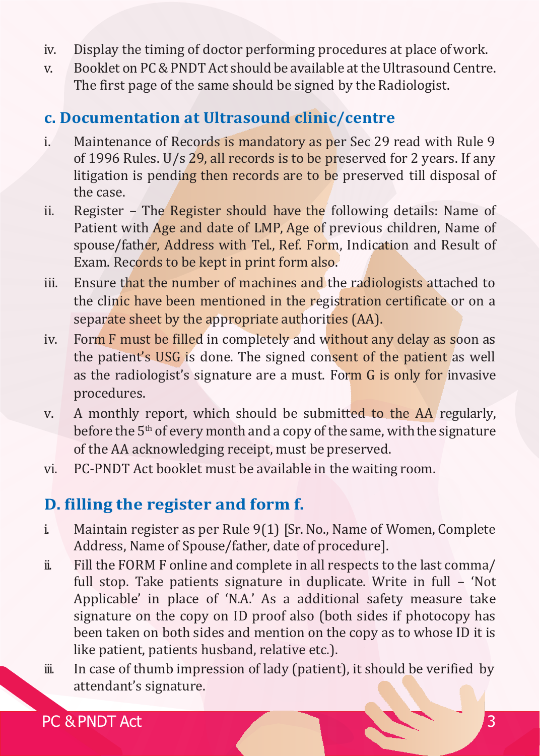iv. Display the timing of doctor performing procedures at place of work.
v. Booklet on PC & PNDT Act should be available at the Ultrasound Centre. The first page of the same should be signed by the Radiologist.

## c. Documentation at Ultrasound clinic/centre

i. Maintenance of Records is mandatory as per Sec 29 read with Rule 9 of 1996 Rules. U/s 29, all records is to be preserved for 2 years. If any litigation is pending then records are to be preserved till disposal of the case.
ii. Register – The Register should have the following details: Name of Patient with Age and date of LMP, Age of previous children, Name of spouse/father, Address with Tel., Ref. Form, Indication and Result of Exam. Records to be kept in print form also.
iii. Ensure that the number of machines and the radiologists attached to the clinic have been mentioned in the registration certificate or on a separate sheet by the appropriate authorities (AA).
iv. Form F must be filled in completely and without any delay as soon as the patient's USG is done. The signed consent of the patient as well as the radiologist's signature are a must. Form G is only for invasive procedures.
v. A monthly report, which should be submitted to the AA regularly, before the 5th of every month and a copy of the same, with the signature of the AA acknowledging receipt, must be preserved.
vi. PC-PNDT Act booklet must be available in the waiting room.

## D. filling the register and form f.

i. Maintain register as per Rule 9(1) [Sr. No., Name of Women, Complete Address, Name of Spouse/father, date of procedure].
ii. Fill the FORM F online and complete in all respects to the last comma/ full stop. Take patients signature in duplicate. Write in full – 'Not Applicable' in place of 'N.A.' As a additional safety measure take signature on the copy on ID proof also (both sides if photocopy has been taken on both sides and mention on the copy as to whose ID it is like patient, patients husband, relative etc.).
iii. In case of thumb impression of lady (patient), it should be verified by attendant's signature.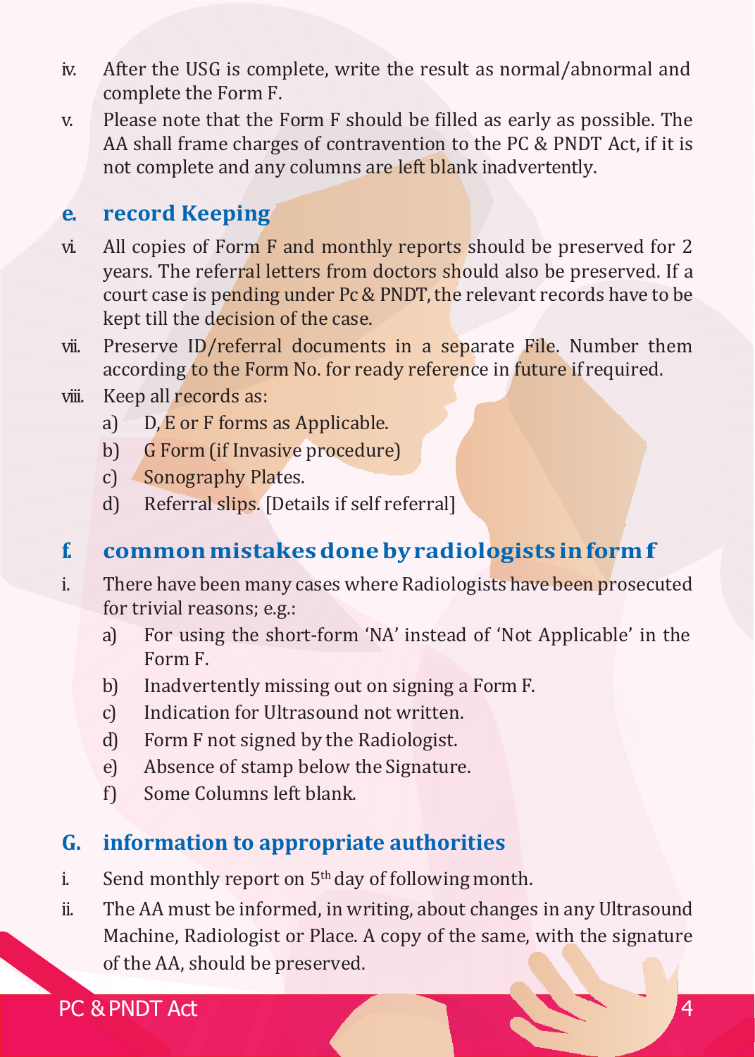iv. After the USG is complete, write the result as normal/abnormal and complete the Form F.

v. Please note that the Form F should be filled as early as possible. The AA shall frame charges of contravention to the PC & PNDT Act, if it is not complete and any columns are left blank inadvertently.

## e. record Keeping

vi. All copies of Form F and monthly reports should be preserved for 2 years. The referral letters from doctors should also be preserved. If a court case is pending under Pc & PNDT, the relevant records have to be kept till the decision of the case.

vii. Preserve ID/referral documents in a separate File. Number them according to the Form No. for ready reference in future if required.

viii. Keep all records as:

a) D, E or F forms as Applicable.

b) G Form (if Invasive procedure)

c) Sonography Plates.

d) Referral slips. [Details if self referral]

## f. common mistakes done by radiologists in form f

i. There have been many cases where Radiologists have been prosecuted for trivial reasons; e.g.:

a) For using the short-form 'NA' instead of 'Not Applicable' in the Form F.

b) Inadvertently missing out on signing a Form F.

c) Indication for Ultrasound not written.

d) Form F not signed by the Radiologist.

e) Absence of stamp below the Signature.

f) Some Columns left blank.

## G. information to appropriate authorities

i. Send monthly report on 5th day of following month.

ii. The AA must be informed, in writing, about changes in any Ultrasound Machine, Radiologist or Place. A copy of the same, with the signature of the AA, should be preserved.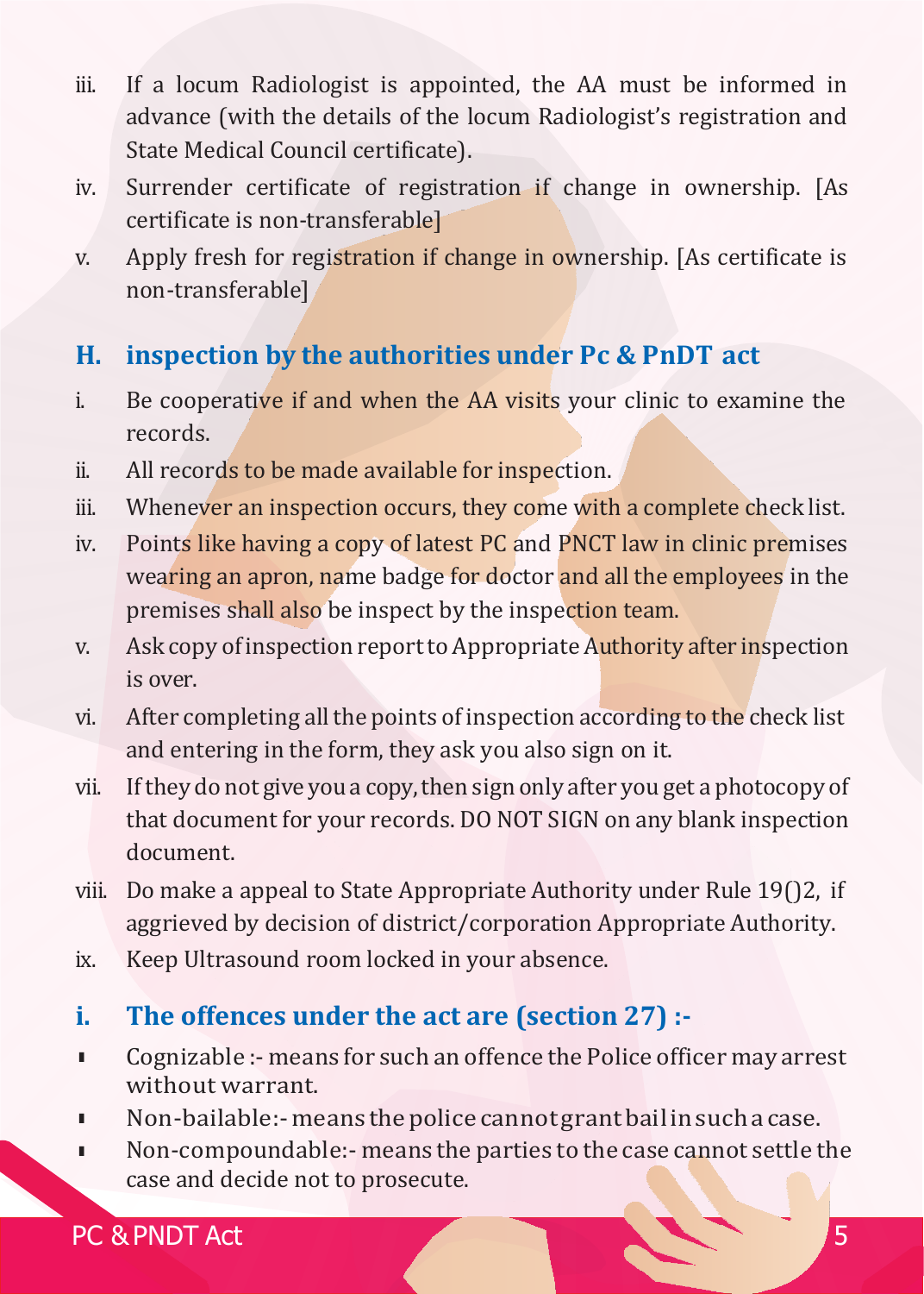iii. If a locum Radiologist is appointed, the AA must be informed in advance (with the details of the locum Radiologist's registration and State Medical Council certificate).

iv. Surrender certificate of registration if change in ownership. [As certificate is non-transferable]

v. Apply fresh for registration if change in ownership. [As certificate is non-transferable]

## H. inspection by the authorities under Pc & PnDT act

i. Be cooperative if and when the AA visits your clinic to examine the records.

ii. All records to be made available for inspection.

iii. Whenever an inspection occurs, they come with a complete check list.

iv. Points like having a copy of latest PC and PNCT law in clinic premises wearing an apron, name badge for doctor and all the employees in the premises shall also be inspect by the inspection team.

v. Ask copy of inspection report to Appropriate Authority after inspection is over.

vi. After completing all the points of inspection according to the check list and entering in the form, they ask you also sign on it.

vii. If they do not give you a copy, then sign only after you get a photocopy of that document for your records. DO NOT SIGN on any blank inspection document.

viii. Do make a appeal to State Appropriate Authority under Rule 19()2, if aggrieved by decision of district/corporation Appropriate Authority.

ix. Keep Ultrasound room locked in your absence.

## i. The offences under the act are (section 27) :-

- Cognizable :- means for such an offence the Police officer may arrest without warrant.
- Non-bailable:- means the police cannot grant bail in such a case.
- Non-compoundable:- means the parties to the case cannot settle the case and decide not to prosecute.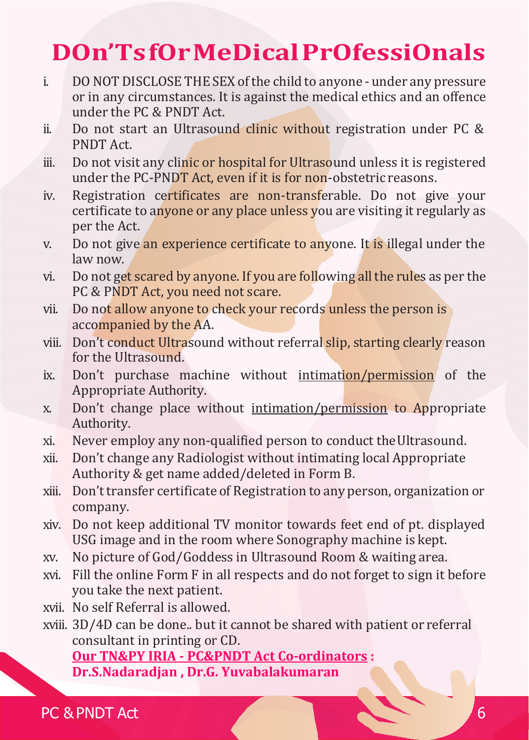# DOn'Ts fOr MeDical PrOfessiOnals

i. DO NOT DISCLOSE THE SEX of the child to anyone - under any pressure or in any circumstances. It is against the medical ethics and an offence under the PC & PNDT Act.

ii. Do not start an Ultrasound clinic without registration under PC & PNDT Act.

iii. Do not visit any clinic or hospital for Ultrasound unless it is registered under the PC-PNDT Act, even if it is for non-obstetric reasons.

iv. Registration certificates are non-transferable. Do not give your certificate to anyone or any place unless you are visiting it regularly as per the Act.

v. Do not give an experience certificate to anyone. It is illegal under the law now.

vi. Do not get scared by anyone. If you are following all the rules as per the PC & PNDT Act, you need not scare.

vii. Do not allow anyone to check your records unless the person is accompanied by the AA.

viii. Don't conduct Ultrasound without referral slip, starting clearly reason for the Ultrasound.

ix. Don't purchase machine without <u>intimation/permission</u> of the Appropriate Authority.

x. Don't change place without <u>intimation/permission</u> to Appropriate Authority.

xi. Never employ any non-qualified person to conduct the Ultrasound.

xii. Don't change any Radiologist without intimating local Appropriate Authority & get name added/deleted in Form B.

xiii. Don't transfer certificate of Registration to any person, organization or company.

xiv. Do not keep additional TV monitor towards feet end of pt. displayed USG image and in the room where Sonography machine is kept.

xv. No picture of God/Goddess in Ultrasound Room & waiting area.

xvi. Fill the online Form F in all respects and do not forget to sign it before you take the next patient.

xvii. No self Referral is allowed.

xviii. 3D/4D can be done.. but it cannot be shared with patient or referral consultant in printing or CD.

**<u>Our TN&PY IRIA - PC&PNDT Act Co-ordinators</u> :**
**Dr.S.Nadaradjan , Dr.G. Yuvabalakumaran**